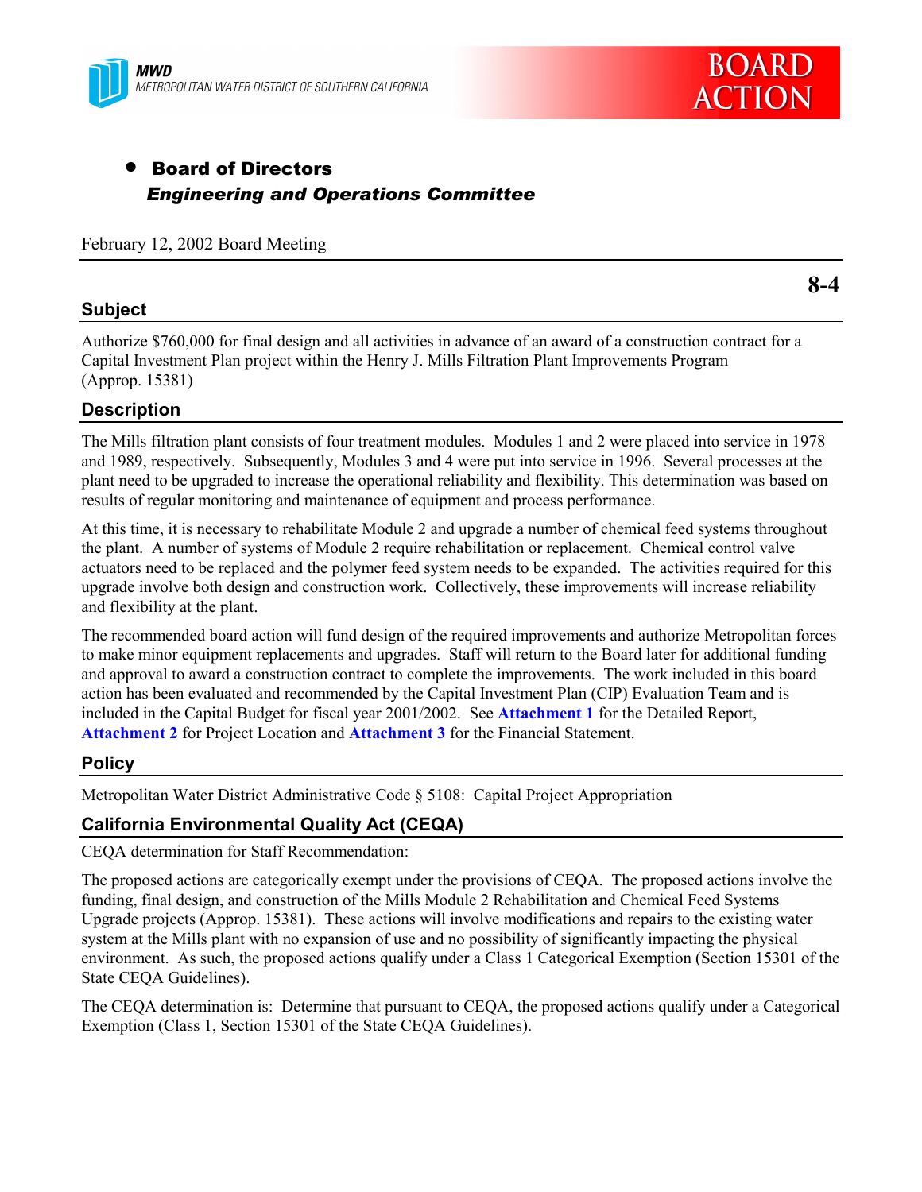MWD
METROPOLITAN WATER DISTRICT OF SOUTHERN CALIFORNIA

BOARD ACTION

- **Board of Directors**
  ***Engineering and Operations Committee***

February 12, 2002 Board Meeting

**8-4**

## Subject

Authorize $760,000 for final design and all activities in advance of an award of a construction contract for a Capital Investment Plan project within the Henry J. Mills Filtration Plant Improvements Program (Approp. 15381)

## Description

The Mills filtration plant consists of four treatment modules. Modules 1 and 2 were placed into service in 1978 and 1989, respectively. Subsequently, Modules 3 and 4 were put into service in 1996. Several processes at the plant need to be upgraded to increase the operational reliability and flexibility. This determination was based on results of regular monitoring and maintenance of equipment and process performance.

At this time, it is necessary to rehabilitate Module 2 and upgrade a number of chemical feed systems throughout the plant. A number of systems of Module 2 require rehabilitation or replacement. Chemical control valve actuators need to be replaced and the polymer feed system needs to be expanded. The activities required for this upgrade involve both design and construction work. Collectively, these improvements will increase reliability and flexibility at the plant.

The recommended board action will fund design of the required improvements and authorize Metropolitan forces to make minor equipment replacements and upgrades. Staff will return to the Board later for additional funding and approval to award a construction contract to complete the improvements. The work included in this board action has been evaluated and recommended by the Capital Investment Plan (CIP) Evaluation Team and is included in the Capital Budget for fiscal year 2001/2002. See **Attachment 1** for the Detailed Report, **Attachment 2** for Project Location and **Attachment 3** for the Financial Statement.

## Policy

Metropolitan Water District Administrative Code § 5108: Capital Project Appropriation

## California Environmental Quality Act (CEQA)

CEQA determination for Staff Recommendation:

The proposed actions are categorically exempt under the provisions of CEQA. The proposed actions involve the funding, final design, and construction of the Mills Module 2 Rehabilitation and Chemical Feed Systems Upgrade projects (Approp. 15381). These actions will involve modifications and repairs to the existing water system at the Mills plant with no expansion of use and no possibility of significantly impacting the physical environment. As such, the proposed actions qualify under a Class 1 Categorical Exemption (Section 15301 of the State CEQA Guidelines).

The CEQA determination is: Determine that pursuant to CEQA, the proposed actions qualify under a Categorical Exemption (Class 1, Section 15301 of the State CEQA Guidelines).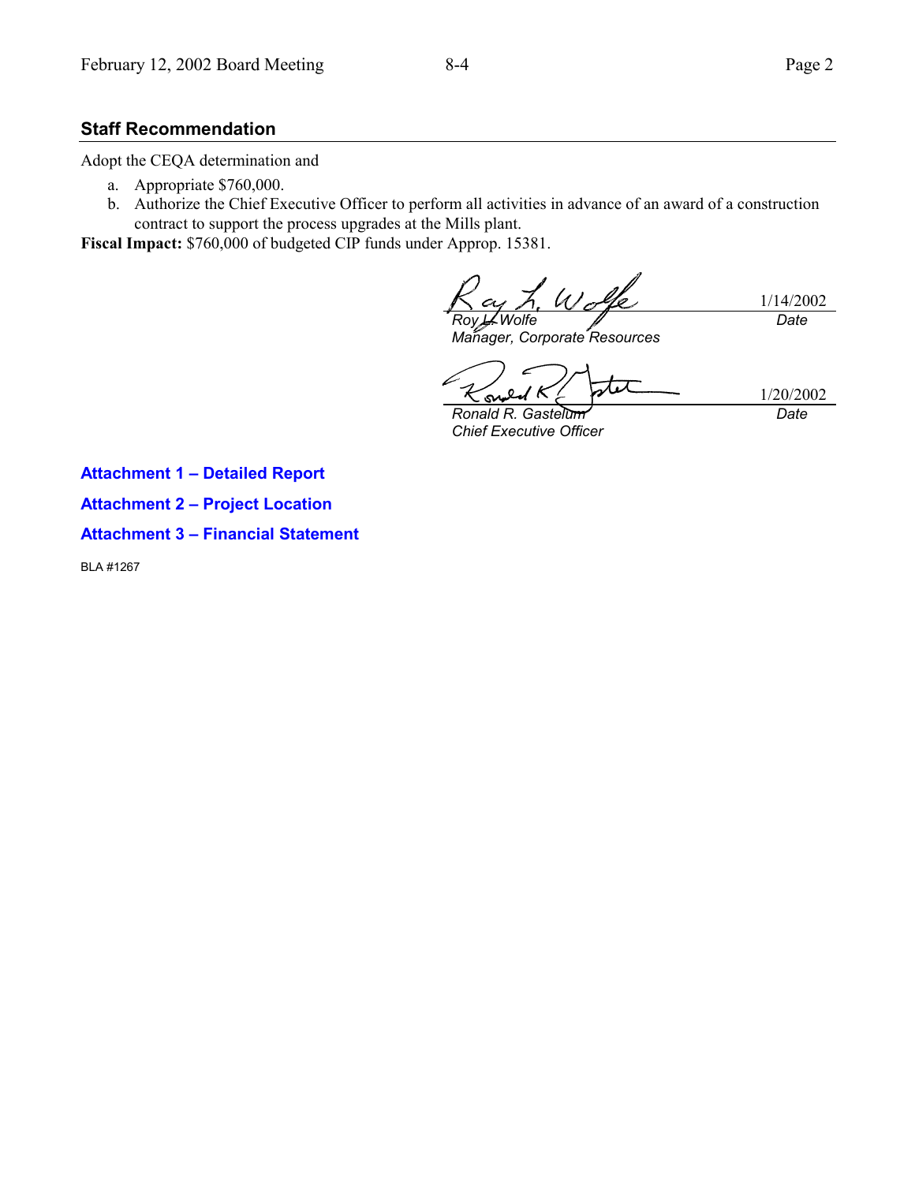## Staff Recommendation

Adopt the CEQA determination and

a. Appropriate $760,000.
b. Authorize the Chief Executive Officer to perform all activities in advance of an award of a construction contract to support the process upgrades at the Mills plant.

**Fiscal Impact:** $760,000 of budgeted CIP funds under Approp. 15381.

| | |
|---|---|
| *Roy L. Wolfe* | 1/14/2002 |
| *Manager, Corporate Resources* | *Date* |

| | |
|---|---|
| *Ronald R. Gastelum* | 1/20/2002 |
| *Chief Executive Officer* | *Date* |

**Attachment 1 – Detailed Report**

**Attachment 2 – Project Location**

**Attachment 3 – Financial Statement**

BLA #1267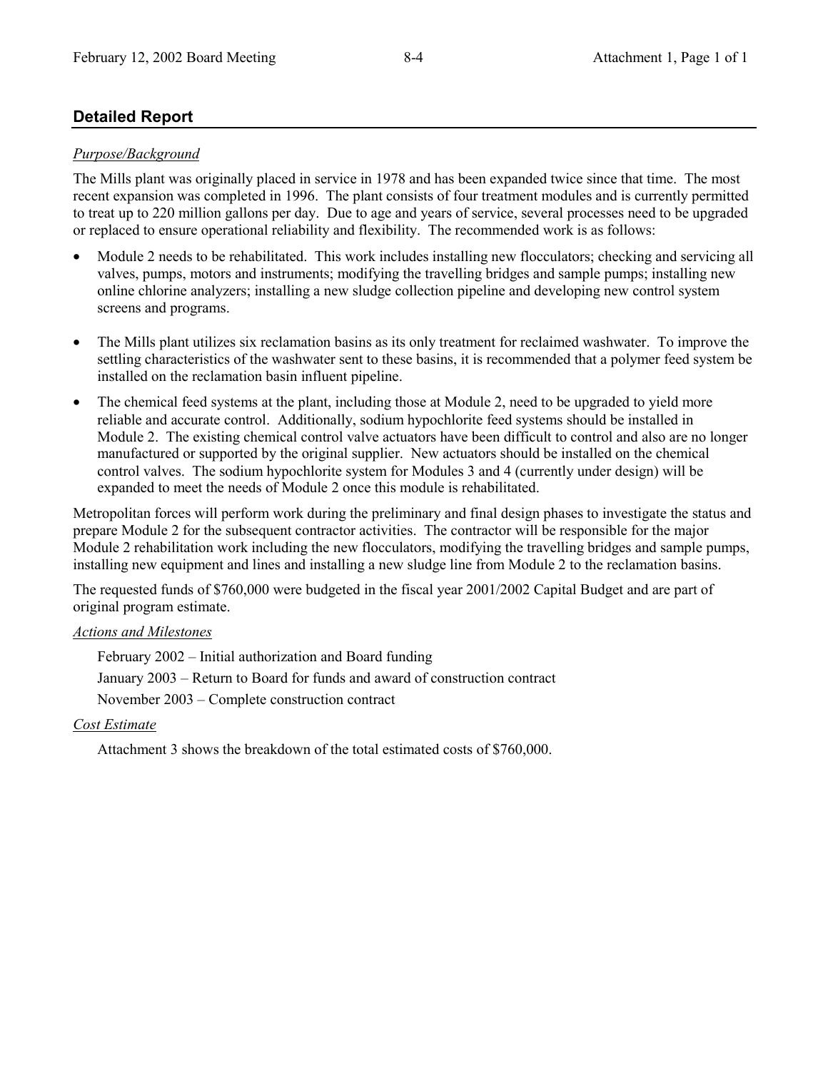## Detailed Report

*Purpose/Background*

The Mills plant was originally placed in service in 1978 and has been expanded twice since that time. The most recent expansion was completed in 1996. The plant consists of four treatment modules and is currently permitted to treat up to 220 million gallons per day. Due to age and years of service, several processes need to be upgraded or replaced to ensure operational reliability and flexibility. The recommended work is as follows:

- Module 2 needs to be rehabilitated. This work includes installing new flocculators; checking and servicing all valves, pumps, motors and instruments; modifying the travelling bridges and sample pumps; installing new online chlorine analyzers; installing a new sludge collection pipeline and developing new control system screens and programs.

- The Mills plant utilizes six reclamation basins as its only treatment for reclaimed washwater. To improve the settling characteristics of the washwater sent to these basins, it is recommended that a polymer feed system be installed on the reclamation basin influent pipeline.

- The chemical feed systems at the plant, including those at Module 2, need to be upgraded to yield more reliable and accurate control. Additionally, sodium hypochlorite feed systems should be installed in Module 2. The existing chemical control valve actuators have been difficult to control and also are no longer manufactured or supported by the original supplier. New actuators should be installed on the chemical control valves. The sodium hypochlorite system for Modules 3 and 4 (currently under design) will be expanded to meet the needs of Module 2 once this module is rehabilitated.

Metropolitan forces will perform work during the preliminary and final design phases to investigate the status and prepare Module 2 for the subsequent contractor activities. The contractor will be responsible for the major Module 2 rehabilitation work including the new flocculators, modifying the travelling bridges and sample pumps, installing new equipment and lines and installing a new sludge line from Module 2 to the reclamation basins.

The requested funds of $760,000 were budgeted in the fiscal year 2001/2002 Capital Budget and are part of original program estimate.

*Actions and Milestones*

February 2002 – Initial authorization and Board funding

January 2003 – Return to Board for funds and award of construction contract

November 2003 – Complete construction contract

*Cost Estimate*

Attachment 3 shows the breakdown of the total estimated costs of $760,000.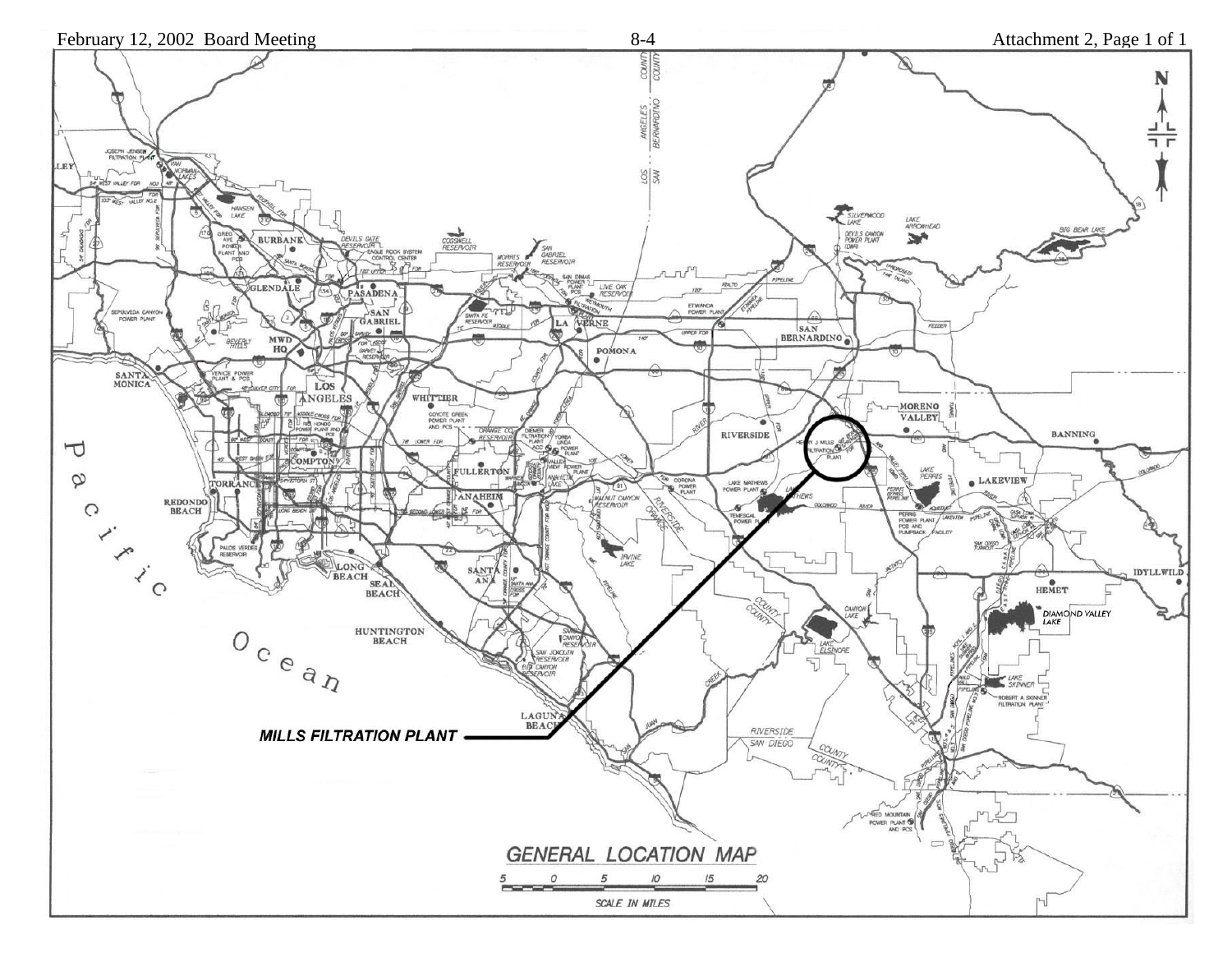# GENERAL LOCATION MAP

**MILLS FILTRATION PLANT**

SCALE IN MILES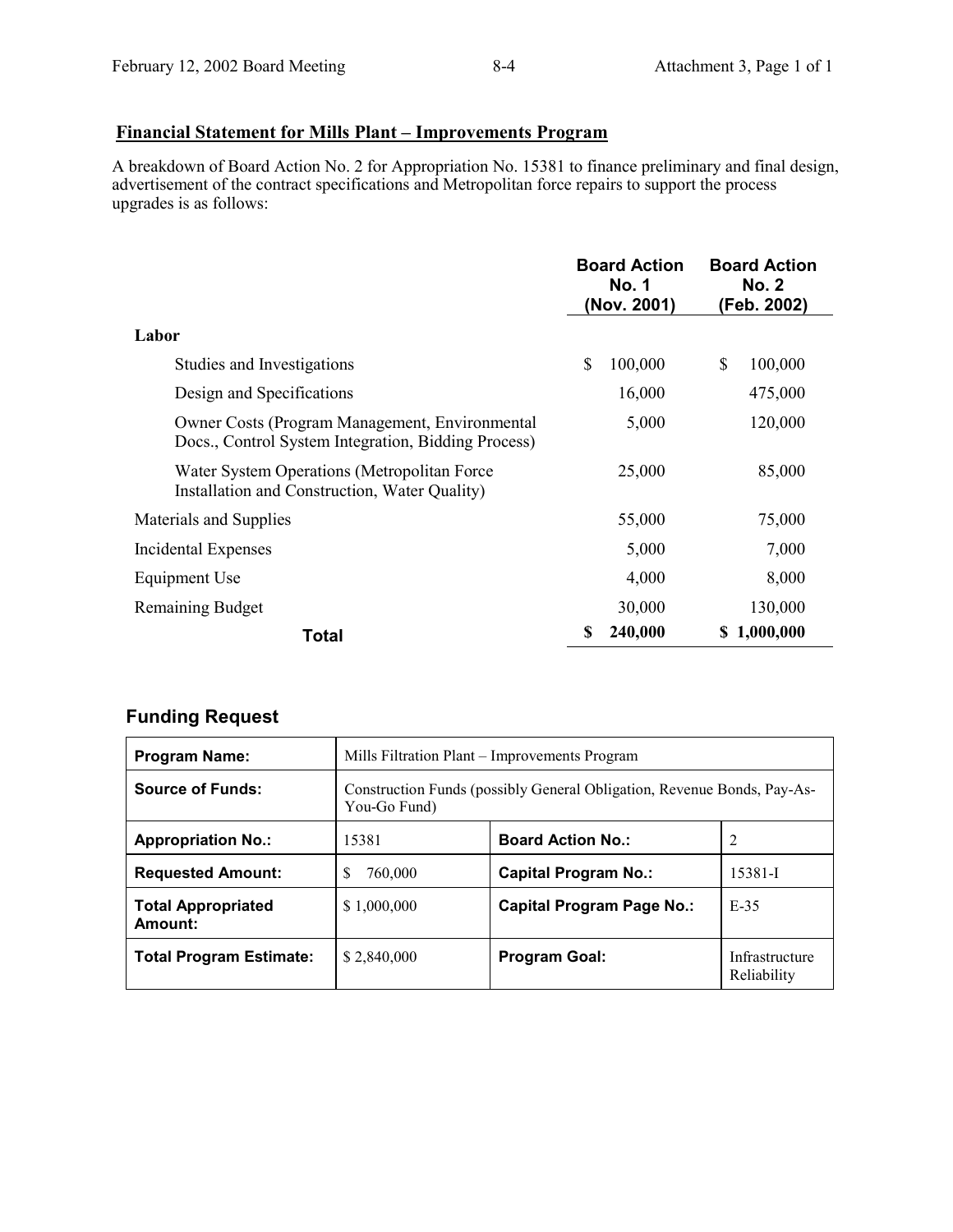## Financial Statement for Mills Plant – Improvements Program

A breakdown of Board Action No. 2 for Appropriation No. 15381 to finance preliminary and final design, advertisement of the contract specifications and Metropolitan force repairs to support the process upgrades is as follows:

| | Board Action No. 1 (Nov. 2001) | Board Action No. 2 (Feb. 2002) |
|---|---|---|
| **Labor** | | |
| Studies and Investigations | $ 100,000 | $ 100,000 |
| Design and Specifications | 16,000 | 475,000 |
| Owner Costs (Program Management, Environmental Docs., Control System Integration, Bidding Process) | 5,000 | 120,000 |
| Water System Operations (Metropolitan Force Installation and Construction, Water Quality) | 25,000 | 85,000 |
| Materials and Supplies | 55,000 | 75,000 |
| Incidental Expenses | 5,000 | 7,000 |
| Equipment Use | 4,000 | 8,000 |
| Remaining Budget | 30,000 | 130,000 |
| **Total** | **$ 240,000** | **$ 1,000,000** |

## Funding Request

| | | | |
|---|---|---|---|
| **Program Name:** | Mills Filtration Plant – Improvements Program | | |
| **Source of Funds:** | Construction Funds (possibly General Obligation, Revenue Bonds, Pay-As-You-Go Fund) | | |
| **Appropriation No.:** | 15381 | **Board Action No.:** | 2 |
| **Requested Amount:** | $ 760,000 | **Capital Program No.:** | 15381-I |
| **Total Appropriated Amount:** | $ 1,000,000 | **Capital Program Page No.:** | E-35 |
| **Total Program Estimate:** | $ 2,840,000 | **Program Goal:** | Infrastructure Reliability |